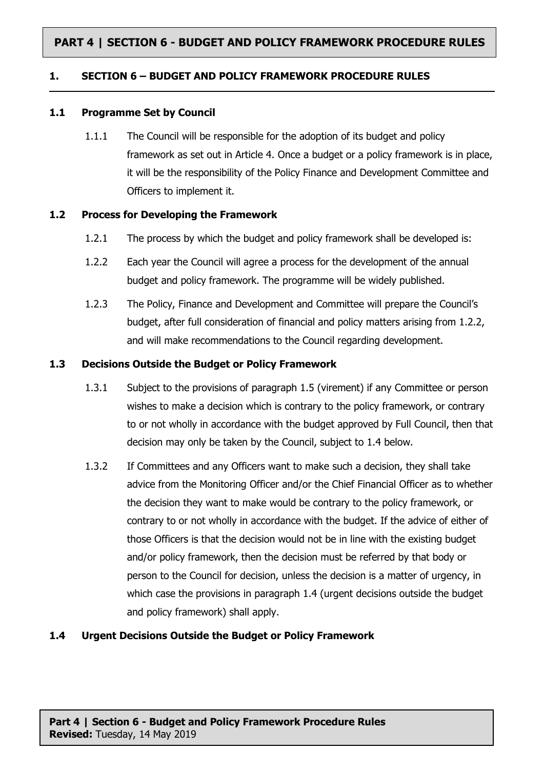# PART 4 | SECTION 6 - BUDGET AND POLICY FRAMEWORK PROCEDURE RULES

## 1. SECTION 6 – BUDGET AND POLICY FRAMEWORK PROCEDURE RULES

### 1.1 Programme Set by Council

1.1.1 The Council will be responsible for the adoption of its budget and policy framework as set out in Article 4. Once a budget or a policy framework is in place, it will be the responsibility of the Policy Finance and Development Committee and Officers to implement it.

### 1.2 Process for Developing the Framework

1.2.1 The process by which the budget and policy framework shall be developed is:

1.2.2 Each year the Council will agree a process for the development of the annual budget and policy framework. The programme will be widely published.

1.2.3 The Policy, Finance and Development and Committee will prepare the Council's budget, after full consideration of financial and policy matters arising from 1.2.2, and will make recommendations to the Council regarding development.

### 1.3 Decisions Outside the Budget or Policy Framework

1.3.1 Subject to the provisions of paragraph 1.5 (virement) if any Committee or person wishes to make a decision which is contrary to the policy framework, or contrary to or not wholly in accordance with the budget approved by Full Council, then that decision may only be taken by the Council, subject to 1.4 below.

1.3.2 If Committees and any Officers want to make such a decision, they shall take advice from the Monitoring Officer and/or the Chief Financial Officer as to whether the decision they want to make would be contrary to the policy framework, or contrary to or not wholly in accordance with the budget. If the advice of either of those Officers is that the decision would not be in line with the existing budget and/or policy framework, then the decision must be referred by that body or person to the Council for decision, unless the decision is a matter of urgency, in which case the provisions in paragraph 1.4 (urgent decisions outside the budget and policy framework) shall apply.

### 1.4 Urgent Decisions Outside the Budget or Policy Framework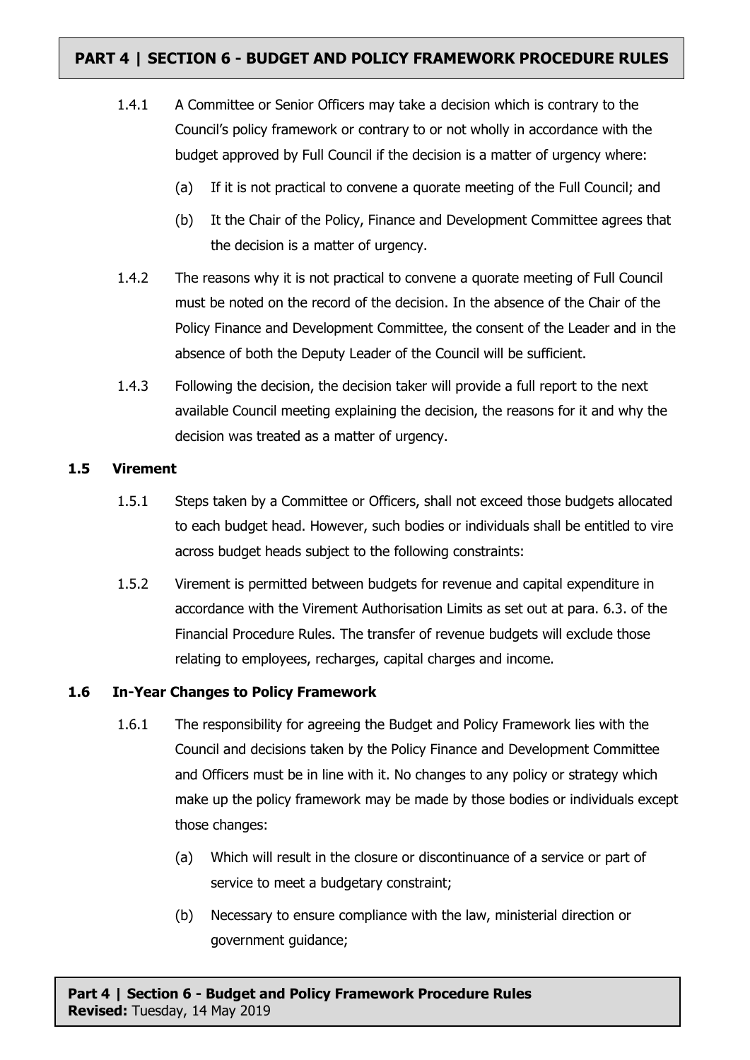1.4.1 A Committee or Senior Officers may take a decision which is contrary to the Council's policy framework or contrary to or not wholly in accordance with the budget approved by Full Council if the decision is a matter of urgency where:

(a) If it is not practical to convene a quorate meeting of the Full Council; and

(b) It the Chair of the Policy, Finance and Development Committee agrees that the decision is a matter of urgency.

1.4.2 The reasons why it is not practical to convene a quorate meeting of Full Council must be noted on the record of the decision. In the absence of the Chair of the Policy Finance and Development Committee, the consent of the Leader and in the absence of both the Deputy Leader of the Council will be sufficient.

1.4.3 Following the decision, the decision taker will provide a full report to the next available Council meeting explaining the decision, the reasons for it and why the decision was treated as a matter of urgency.

### 1.5 Virement

1.5.1 Steps taken by a Committee or Officers, shall not exceed those budgets allocated to each budget head. However, such bodies or individuals shall be entitled to vire across budget heads subject to the following constraints:

1.5.2 Virement is permitted between budgets for revenue and capital expenditure in accordance with the Virement Authorisation Limits as set out at para. 6.3. of the Financial Procedure Rules. The transfer of revenue budgets will exclude those relating to employees, recharges, capital charges and income.

### 1.6 In-Year Changes to Policy Framework

1.6.1 The responsibility for agreeing the Budget and Policy Framework lies with the Council and decisions taken by the Policy Finance and Development Committee and Officers must be in line with it. No changes to any policy or strategy which make up the policy framework may be made by those bodies or individuals except those changes:

(a) Which will result in the closure or discontinuance of a service or part of service to meet a budgetary constraint;

(b) Necessary to ensure compliance with the law, ministerial direction or government guidance;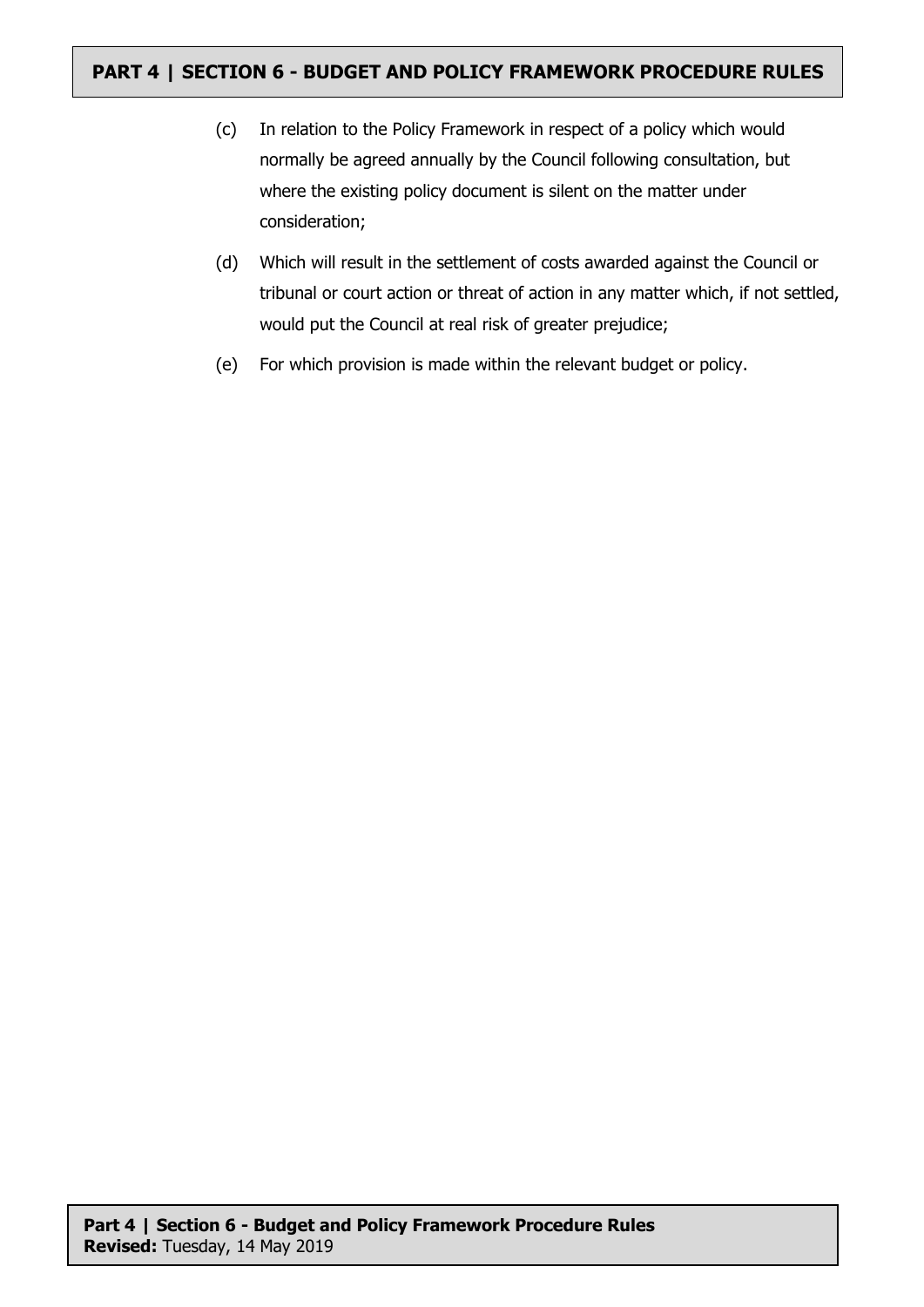(c) In relation to the Policy Framework in respect of a policy which would normally be agreed annually by the Council following consultation, but where the existing policy document is silent on the matter under consideration;

(d) Which will result in the settlement of costs awarded against the Council or tribunal or court action or threat of action in any matter which, if not settled, would put the Council at real risk of greater prejudice;

(e) For which provision is made within the relevant budget or policy.